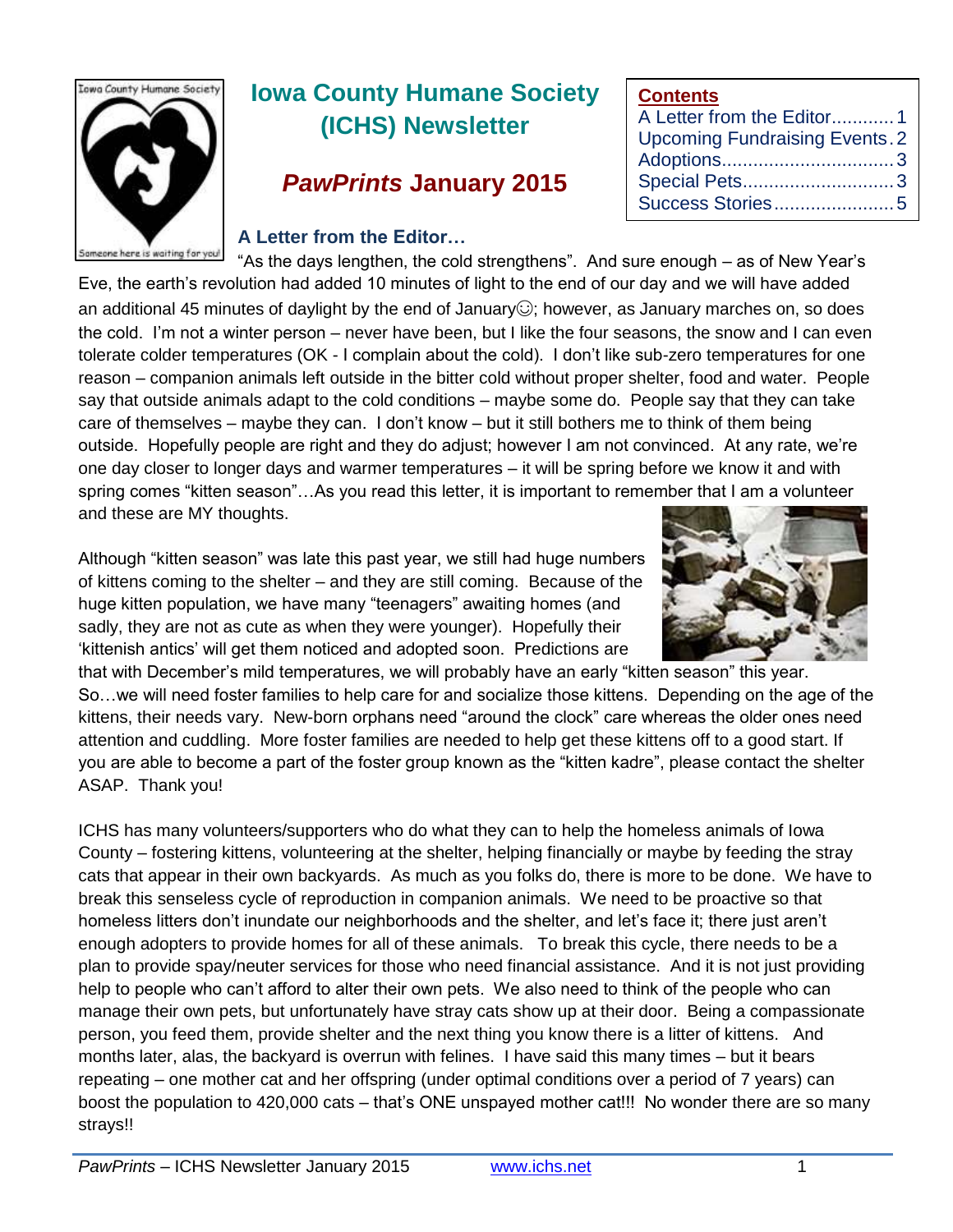# Iowa County Humane Society (ICHS) Newsletter

## *PawPrints* January 2015

**Contents**

- A Letter from the Editor............1
- Upcoming Fundraising Events.2
- Adoptions................................3
- Special Pets............................3
- Success Stories.......................5

### A Letter from the Editor…

"As the days lengthen, the cold strengthens". And sure enough – as of New Year's Eve, the earth's revolution had added 10 minutes of light to the end of our day and we will have added an additional 45 minutes of daylight by the end of January☺; however, as January marches on, so does the cold. I'm not a winter person – never have been, but I like the four seasons, the snow and I can even tolerate colder temperatures (OK - I complain about the cold). I don't like sub-zero temperatures for one reason – companion animals left outside in the bitter cold without proper shelter, food and water. People say that outside animals adapt to the cold conditions – maybe some do. People say that they can take care of themselves – maybe they can. I don't know – but it still bothers me to think of them being outside. Hopefully people are right and they do adjust; however I am not convinced. At any rate, we're one day closer to longer days and warmer temperatures – it will be spring before we know it and with spring comes "kitten season"…As you read this letter, it is important to remember that I am a volunteer and these are MY thoughts.

Although "kitten season" was late this past year, we still had huge numbers of kittens coming to the shelter – and they are still coming. Because of the huge kitten population, we have many "teenagers" awaiting homes (and sadly, they are not as cute as when they were younger). Hopefully their 'kittenish antics' will get them noticed and adopted soon. Predictions are that with December's mild temperatures, we will probably have an early "kitten season" this year. So…we will need foster families to help care for and socialize those kittens. Depending on the age of the kittens, their needs vary. New-born orphans need "around the clock" care whereas the older ones need attention and cuddling. More foster families are needed to help get these kittens off to a good start. If you are able to become a part of the foster group known as the "kitten kadre", please contact the shelter ASAP. Thank you!

ICHS has many volunteers/supporters who do what they can to help the homeless animals of Iowa County – fostering kittens, volunteering at the shelter, helping financially or maybe by feeding the stray cats that appear in their own backyards. As much as you folks do, there is more to be done. We have to break this senseless cycle of reproduction in companion animals. We need to be proactive so that homeless litters don't inundate our neighborhoods and the shelter, and let's face it; there just aren't enough adopters to provide homes for all of these animals. To break this cycle, there needs to be a plan to provide spay/neuter services for those who need financial assistance. And it is not just providing help to people who can't afford to alter their own pets. We also need to think of the people who can manage their own pets, but unfortunately have stray cats show up at their door. Being a compassionate person, you feed them, provide shelter and the next thing you know there is a litter of kittens. And months later, alas, the backyard is overrun with felines. I have said this many times – but it bears repeating – one mother cat and her offspring (under optimal conditions over a period of 7 years) can boost the population to 420,000 cats – that's ONE unspayed mother cat!!! No wonder there are so many strays!!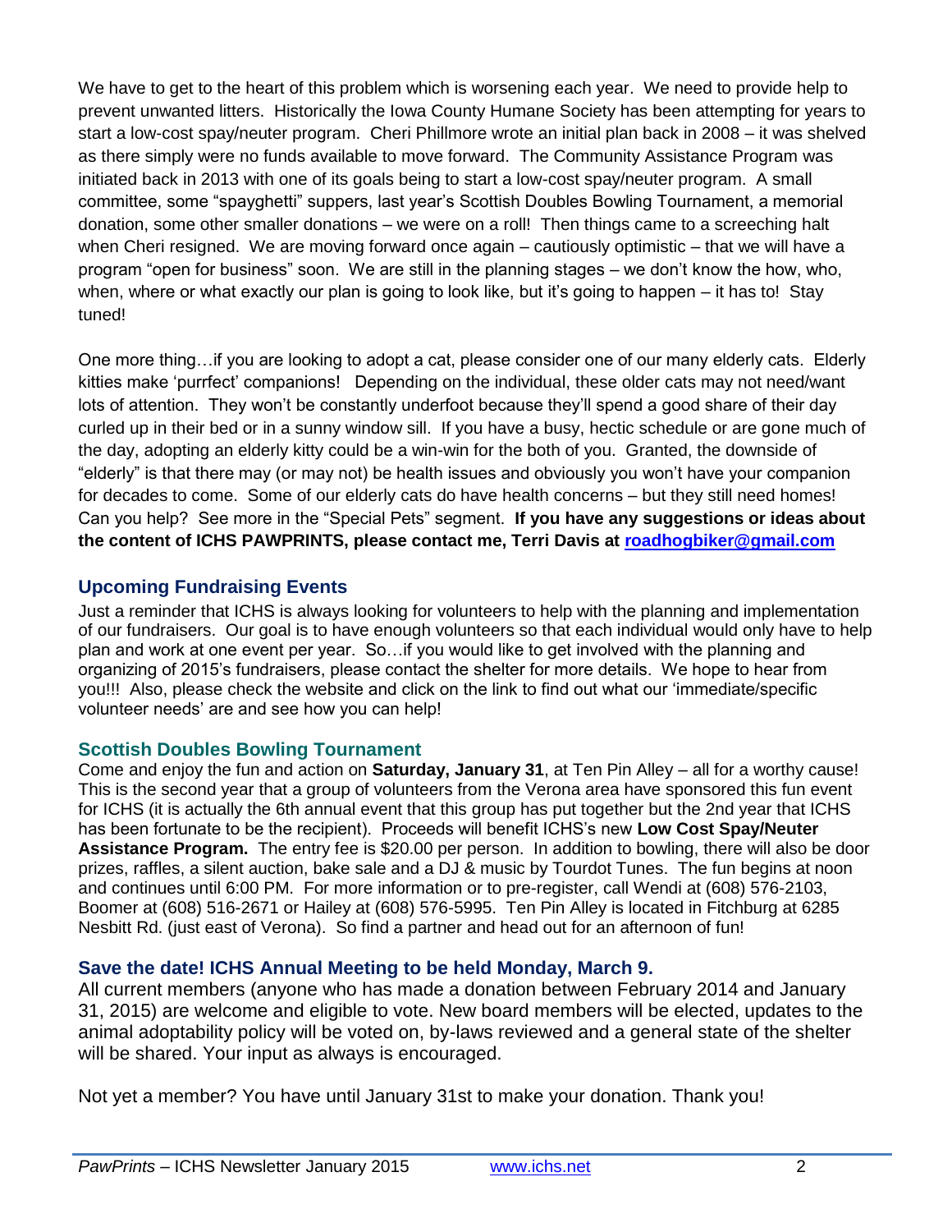We have to get to the heart of this problem which is worsening each year. We need to provide help to prevent unwanted litters. Historically the Iowa County Humane Society has been attempting for years to start a low-cost spay/neuter program. Cheri Phillmore wrote an initial plan back in 2008 – it was shelved as there simply were no funds available to move forward. The Community Assistance Program was initiated back in 2013 with one of its goals being to start a low-cost spay/neuter program. A small committee, some "spayghetti" suppers, last year's Scottish Doubles Bowling Tournament, a memorial donation, some other smaller donations – we were on a roll! Then things came to a screeching halt when Cheri resigned. We are moving forward once again – cautiously optimistic – that we will have a program "open for business" soon. We are still in the planning stages – we don't know the how, who, when, where or what exactly our plan is going to look like, but it's going to happen – it has to! Stay tuned!

One more thing…if you are looking to adopt a cat, please consider one of our many elderly cats. Elderly kitties make 'purrfect' companions! Depending on the individual, these older cats may not need/want lots of attention. They won't be constantly underfoot because they'll spend a good share of their day curled up in their bed or in a sunny window sill. If you have a busy, hectic schedule or are gone much of the day, adopting an elderly kitty could be a win-win for the both of you. Granted, the downside of "elderly" is that there may (or may not) be health issues and obviously you won't have your companion for decades to come. Some of our elderly cats do have health concerns – but they still need homes! Can you help? See more in the "Special Pets" segment. **If you have any suggestions or ideas about the content of ICHS PAWPRINTS, please contact me, Terri Davis at [roadhogbiker@gmail.com](mailto:roadhogbiker@gmail.com)**

## Upcoming Fundraising Events

Just a reminder that ICHS is always looking for volunteers to help with the planning and implementation of our fundraisers. Our goal is to have enough volunteers so that each individual would only have to help plan and work at one event per year. So…if you would like to get involved with the planning and organizing of 2015's fundraisers, please contact the shelter for more details. We hope to hear from you!!! Also, please check the website and click on the link to find out what our 'immediate/specific volunteer needs' are and see how you can help!

### Scottish Doubles Bowling Tournament

Come and enjoy the fun and action on **Saturday, January 31**, at Ten Pin Alley – all for a worthy cause! This is the second year that a group of volunteers from the Verona area have sponsored this fun event for ICHS (it is actually the 6th annual event that this group has put together but the 2nd year that ICHS has been fortunate to be the recipient). Proceeds will benefit ICHS's new **Low Cost Spay/Neuter Assistance Program.** The entry fee is $20.00 per person. In addition to bowling, there will also be door prizes, raffles, a silent auction, bake sale and a DJ & music by Tourdot Tunes. The fun begins at noon and continues until 6:00 PM. For more information or to pre-register, call Wendi at (608) 576-2103, Boomer at (608) 516-2671 or Hailey at (608) 576-5995. Ten Pin Alley is located in Fitchburg at 6285 Nesbitt Rd. (just east of Verona). So find a partner and head out for an afternoon of fun!

### Save the date! ICHS Annual Meeting to be held Monday, March 9.

All current members (anyone who has made a donation between February 2014 and January 31, 2015) are welcome and eligible to vote. New board members will be elected, updates to the animal adoptability policy will be voted on, by-laws reviewed and a general state of the shelter will be shared. Your input as always is encouraged.

Not yet a member? You have until January 31st to make your donation. Thank you!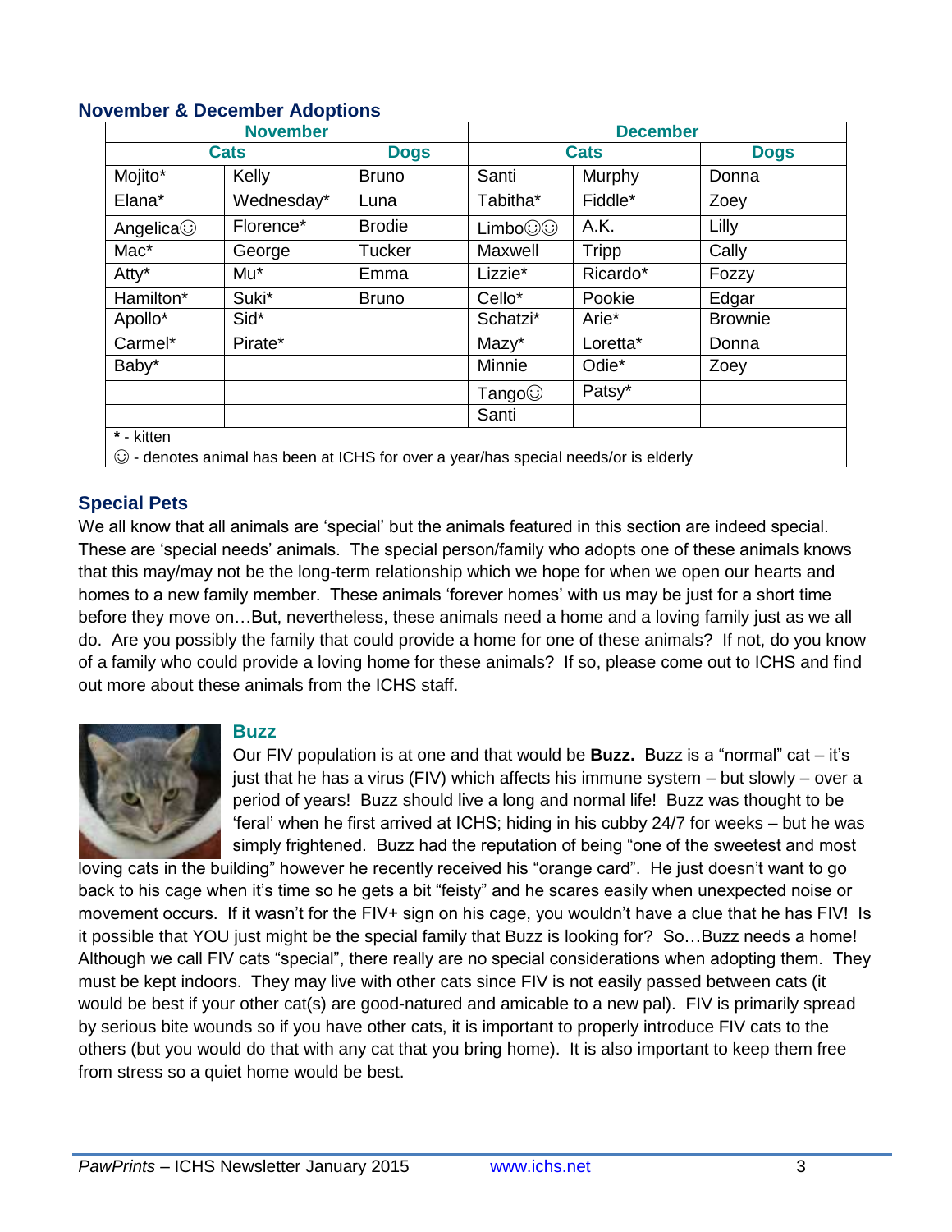## November & December Adoptions

| November | | | December | | |
|---|---|---|---|---|---|
| Cats | | Dogs | Cats | | Dogs |
| Mojito* | Kelly | Bruno | Santi | Murphy | Donna |
| Elana* | Wednesday* | Luna | Tabitha* | Fiddle* | Zoey |
| Angelica☺ | Florence* | Brodie | Limbo☺☺ | A.K. | Lilly |
| Mac* | George | Tucker | Maxwell | Tripp | Cally |
| Atty* | Mu* | Emma | Lizzie* | Ricardo* | Fozzy |
| Hamilton* | Suki* | Bruno | Cello* | Pookie | Edgar |
| Apollo* | Sid* | | Schatzi* | Arie* | Brownie |
| Carmel* | Pirate* | | Mazy* | Loretta* | Donna |
| Baby* | | | Minnie | Odie* | Zoey |
| | | | Tango☺ | Patsy* | |
| | | | Santi | | |

**\*** - kitten
☺ - denotes animal has been at ICHS for over a year/has special needs/or is elderly

## Special Pets

We all know that all animals are 'special' but the animals featured in this section are indeed special. These are 'special needs' animals. The special person/family who adopts one of these animals knows that this may/may not be the long-term relationship which we hope for when we open our hearts and homes to a new family member. These animals 'forever homes' with us may be just for a short time before they move on…But, nevertheless, these animals need a home and a loving family just as we all do. Are you possibly the family that could provide a home for one of these animals? If not, do you know of a family who could provide a loving home for these animals? If so, please come out to ICHS and find out more about these animals from the ICHS staff.

### Buzz

Our FIV population is at one and that would be **Buzz.** Buzz is a "normal" cat – it's just that he has a virus (FIV) which affects his immune system – but slowly – over a period of years! Buzz should live a long and normal life! Buzz was thought to be 'feral' when he first arrived at ICHS; hiding in his cubby 24/7 for weeks – but he was simply frightened. Buzz had the reputation of being "one of the sweetest and most loving cats in the building" however he recently received his "orange card". He just doesn't want to go back to his cage when it's time so he gets a bit "feisty" and he scares easily when unexpected noise or movement occurs. If it wasn't for the FIV+ sign on his cage, you wouldn't have a clue that he has FIV! Is it possible that YOU just might be the special family that Buzz is looking for? So…Buzz needs a home! Although we call FIV cats "special", there really are no special considerations when adopting them. They must be kept indoors. They may live with other cats since FIV is not easily passed between cats (it would be best if your other cat(s) are good-natured and amicable to a new pal). FIV is primarily spread by serious bite wounds so if you have other cats, it is important to properly introduce FIV cats to the others (but you would do that with any cat that you bring home). It is also important to keep them free from stress so a quiet home would be best.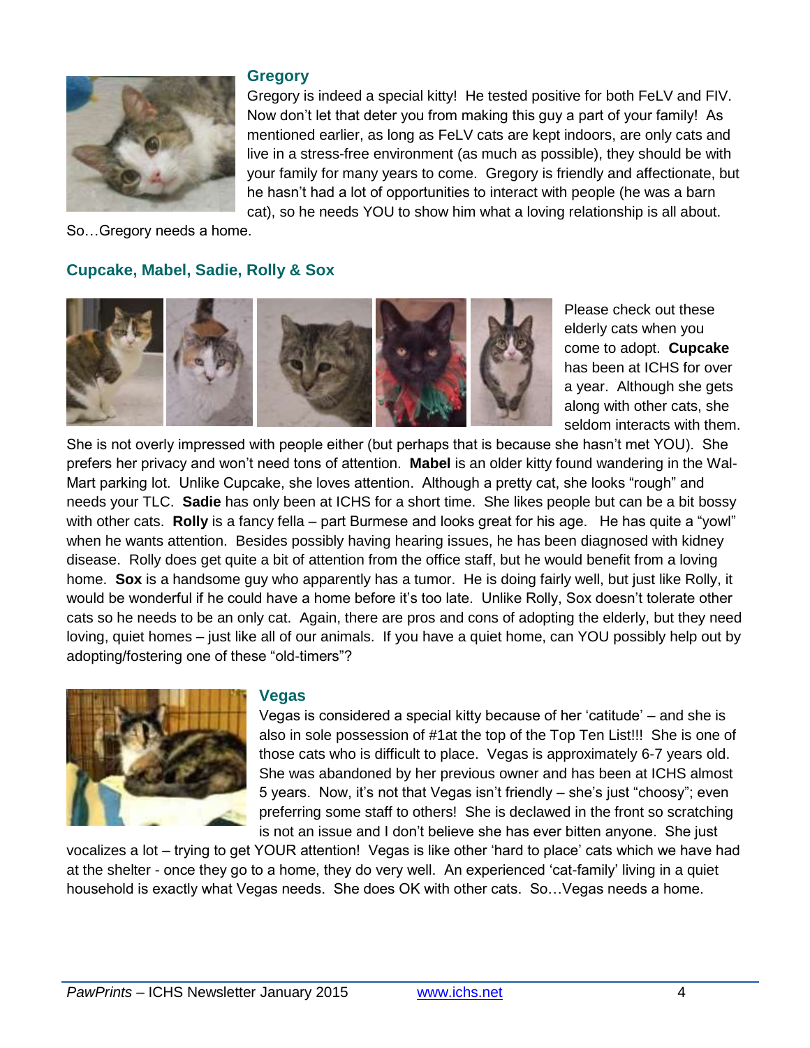### Gregory

Gregory is indeed a special kitty! He tested positive for both FeLV and FIV. Now don't let that deter you from making this guy a part of your family! As mentioned earlier, as long as FeLV cats are kept indoors, are only cats and live in a stress-free environment (as much as possible), they should be with your family for many years to come. Gregory is friendly and affectionate, but he hasn't had a lot of opportunities to interact with people (he was a barn cat), so he needs YOU to show him what a loving relationship is all about. So…Gregory needs a home.

### Cupcake, Mabel, Sadie, Rolly & Sox

Please check out these elderly cats when you come to adopt. **Cupcake** has been at ICHS for over a year. Although she gets along with other cats, she seldom interacts with them. She is not overly impressed with people either (but perhaps that is because she hasn't met YOU). She prefers her privacy and won't need tons of attention. **Mabel** is an older kitty found wandering in the Wal-Mart parking lot. Unlike Cupcake, she loves attention. Although a pretty cat, she looks "rough" and needs your TLC. **Sadie** has only been at ICHS for a short time. She likes people but can be a bit bossy with other cats. **Rolly** is a fancy fella – part Burmese and looks great for his age. He has quite a "yowl" when he wants attention. Besides possibly having hearing issues, he has been diagnosed with kidney disease. Rolly does get quite a bit of attention from the office staff, but he would benefit from a loving home. **Sox** is a handsome guy who apparently has a tumor. He is doing fairly well, but just like Rolly, it would be wonderful if he could have a home before it's too late. Unlike Rolly, Sox doesn't tolerate other cats so he needs to be an only cat. Again, there are pros and cons of adopting the elderly, but they need loving, quiet homes – just like all of our animals. If you have a quiet home, can YOU possibly help out by adopting/fostering one of these "old-timers"?

### Vegas

Vegas is considered a special kitty because of her 'catitude' – and she is also in sole possession of #1at the top of the Top Ten List!!! She is one of those cats who is difficult to place. Vegas is approximately 6-7 years old. She was abandoned by her previous owner and has been at ICHS almost 5 years. Now, it's not that Vegas isn't friendly – she's just "choosy"; even preferring some staff to others! She is declawed in the front so scratching is not an issue and I don't believe she has ever bitten anyone. She just vocalizes a lot – trying to get YOUR attention! Vegas is like other 'hard to place' cats which we have had at the shelter - once they go to a home, they do very well. An experienced 'cat-family' living in a quiet household is exactly what Vegas needs. She does OK with other cats. So…Vegas needs a home.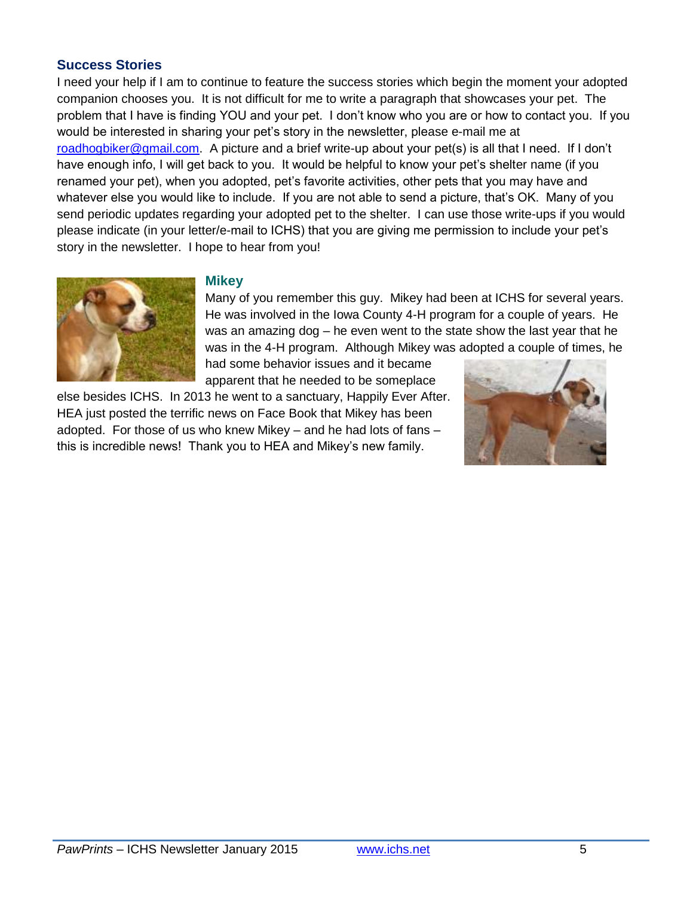## Success Stories

I need your help if I am to continue to feature the success stories which begin the moment your adopted companion chooses you. It is not difficult for me to write a paragraph that showcases your pet. The problem that I have is finding YOU and your pet. I don't know who you are or how to contact you. If you would be interested in sharing your pet's story in the newsletter, please e-mail me at roadhogbiker@gmail.com. A picture and a brief write-up about your pet(s) is all that I need. If I don't have enough info, I will get back to you. It would be helpful to know your pet's shelter name (if you renamed your pet), when you adopted, pet's favorite activities, other pets that you may have and whatever else you would like to include. If you are not able to send a picture, that's OK. Many of you send periodic updates regarding your adopted pet to the shelter. I can use those write-ups if you would please indicate (in your letter/e-mail to ICHS) that you are giving me permission to include your pet's story in the newsletter. I hope to hear from you!

### Mikey

Many of you remember this guy. Mikey had been at ICHS for several years. He was involved in the Iowa County 4-H program for a couple of years. He was an amazing dog – he even went to the state show the last year that he was in the 4-H program. Although Mikey was adopted a couple of times, he had some behavior issues and it became apparent that he needed to be someplace else besides ICHS. In 2013 he went to a sanctuary, Happily Ever After. HEA just posted the terrific news on Face Book that Mikey has been adopted. For those of us who knew Mikey – and he had lots of fans – this is incredible news! Thank you to HEA and Mikey's new family.